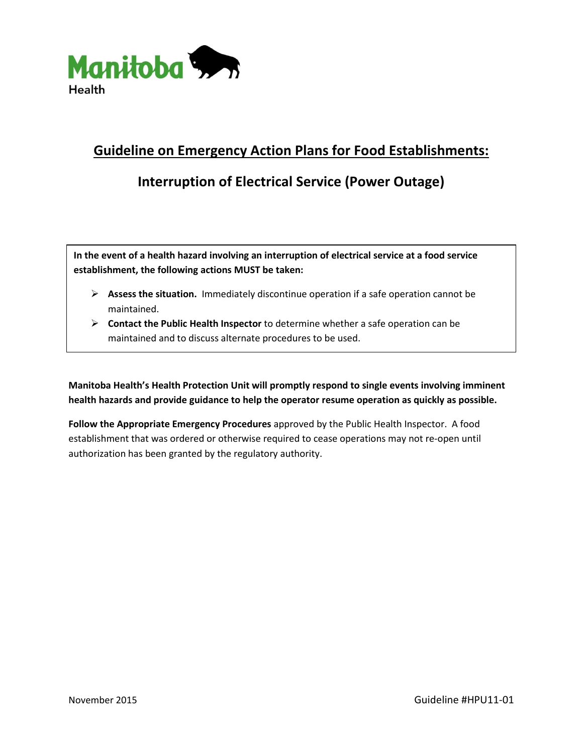Manitoba Health

# Guideline on Emergency Action Plans for Food Establishments:

## Interruption of Electrical Service (Power Outage)

**In the event of a health hazard involving an interruption of electrical service at a food service establishment, the following actions MUST be taken:**

- **Assess the situation.** Immediately discontinue operation if a safe operation cannot be maintained.
- **Contact the Public Health Inspector** to determine whether a safe operation can be maintained and to discuss alternate procedures to be used.

**Manitoba Health's Health Protection Unit will promptly respond to single events involving imminent health hazards and provide guidance to help the operator resume operation as quickly as possible.**

**Follow the Appropriate Emergency Procedures** approved by the Public Health Inspector. A food establishment that was ordered or otherwise required to cease operations may not re-open until authorization has been granted by the regulatory authority.

November 2015 Guideline #HPU11-01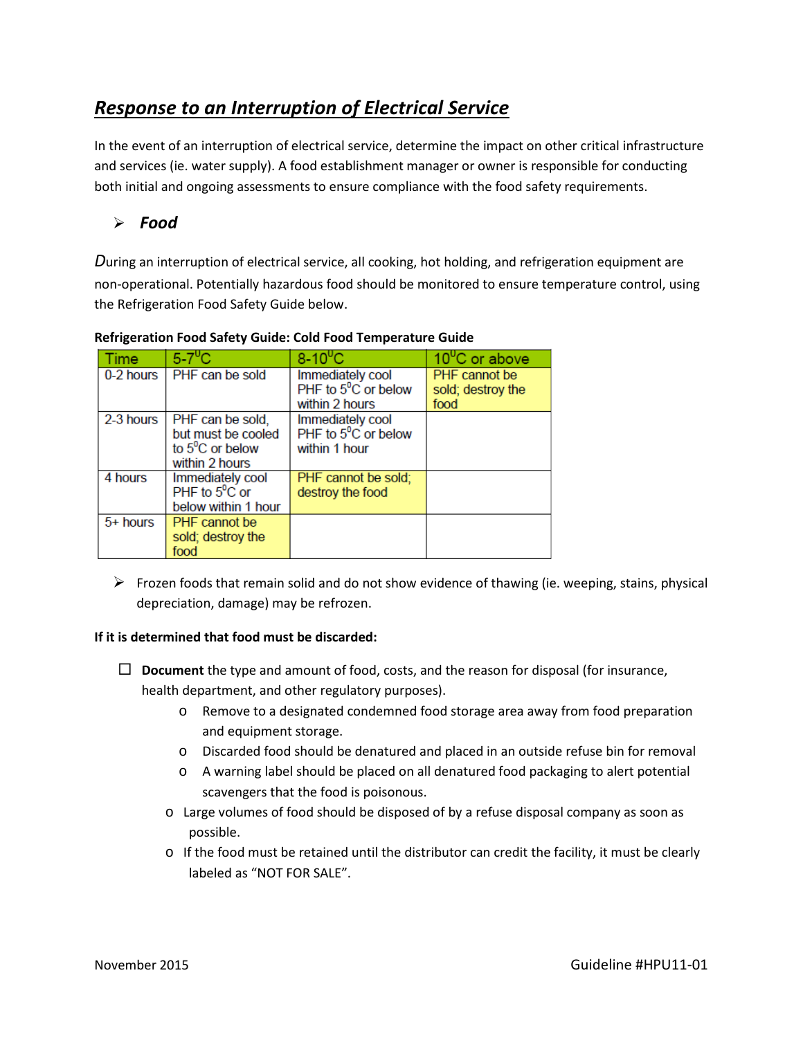## *Response to an Interruption of Electrical Service*

In the event of an interruption of electrical service, determine the impact on other critical infrastructure and services (ie. water supply). A food establishment manager or owner is responsible for conducting both initial and ongoing assessments to ensure compliance with the food safety requirements.

### *Food*

*D*uring an interruption of electrical service, all cooking, hot holding, and refrigeration equipment are non-operational. Potentially hazardous food should be monitored to ensure temperature control, using the Refrigeration Food Safety Guide below.

**Refrigeration Food Safety Guide: Cold Food Temperature Guide**

| Time | 5-7$^0$C | 8-10$^0$C | 10$^0$C or above |
|---|---|---|---|
| 0-2 hours | PHF can be sold | Immediately cool PHF to 5$^0$C or below within 2 hours | PHF cannot be sold; destroy the food |
| 2-3 hours | PHF can be sold, but must be cooled to 5$^0$C or below within 2 hours | Immediately cool PHF to 5$^0$C or below within 1 hour | |
| 4 hours | Immediately cool PHF to 5$^0$C or below within 1 hour | PHF cannot be sold; destroy the food | |
| 5+ hours | PHF cannot be sold; destroy the food | | |

- Frozen foods that remain solid and do not show evidence of thawing (ie. weeping, stains, physical depreciation, damage) may be refrozen.

**If it is determined that food must be discarded:**

- ☐ **Document** the type and amount of food, costs, and the reason for disposal (for insurance, health department, and other regulatory purposes).
    - Remove to a designated condemned food storage area away from food preparation and equipment storage.
    - Discarded food should be denatured and placed in an outside refuse bin for removal
    - A warning label should be placed on all denatured food packaging to alert potential scavengers that the food is poisonous.
  - Large volumes of food should be disposed of by a refuse disposal company as soon as possible.
  - If the food must be retained until the distributor can credit the facility, it must be clearly labeled as "NOT FOR SALE".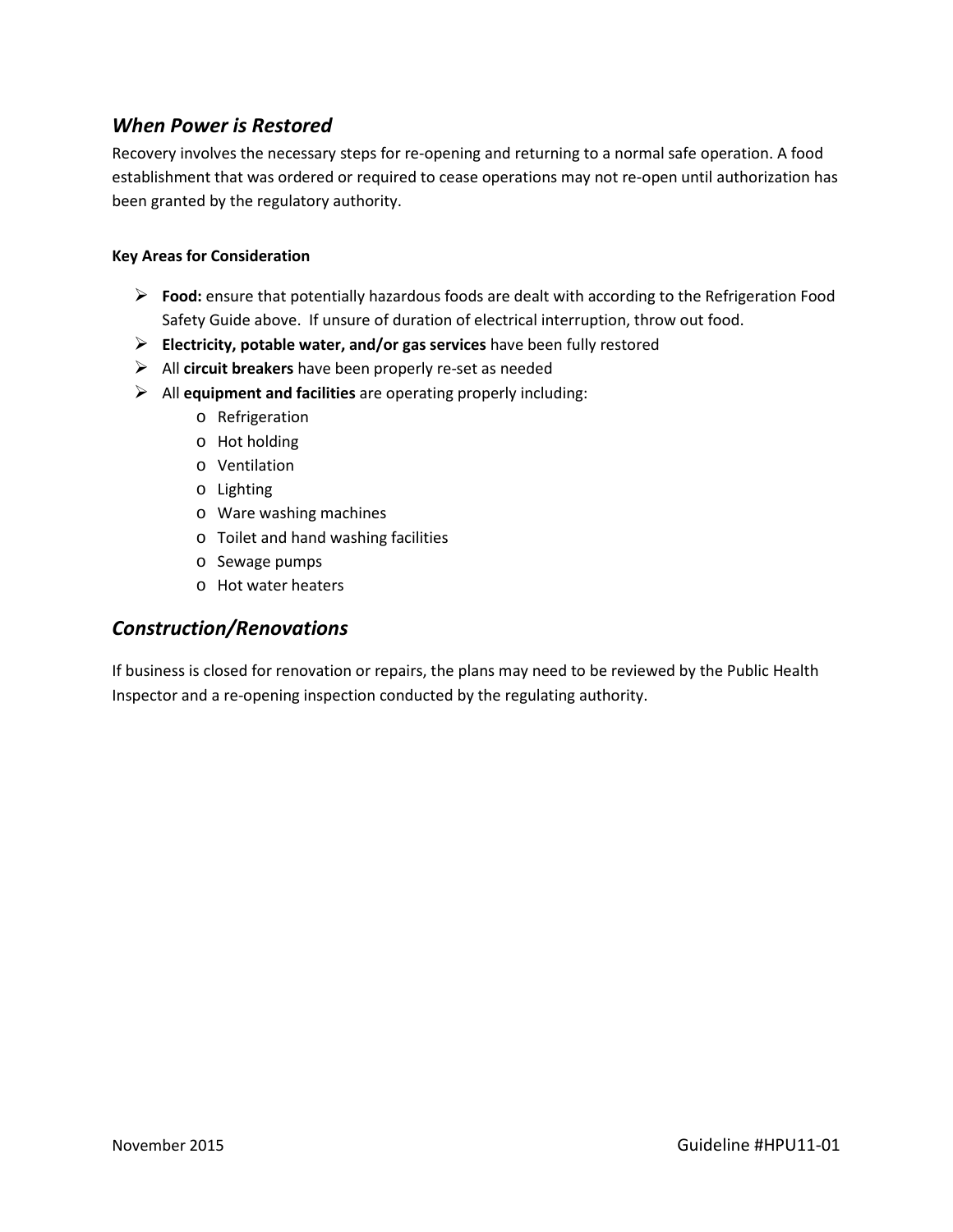## *When Power is Restored*

Recovery involves the necessary steps for re-opening and returning to a normal safe operation. A food establishment that was ordered or required to cease operations may not re-open until authorization has been granted by the regulatory authority.

**Key Areas for Consideration**

- **Food:** ensure that potentially hazardous foods are dealt with according to the Refrigeration Food Safety Guide above. If unsure of duration of electrical interruption, throw out food.
- **Electricity, potable water, and/or gas services** have been fully restored
- All **circuit breakers** have been properly re-set as needed
- All **equipment and facilities** are operating properly including:
    - Refrigeration
    - Hot holding
    - Ventilation
    - Lighting
    - Ware washing machines
    - Toilet and hand washing facilities
    - Sewage pumps
    - Hot water heaters

## *Construction/Renovations*

If business is closed for renovation or repairs, the plans may need to be reviewed by the Public Health Inspector and a re-opening inspection conducted by the regulating authority.